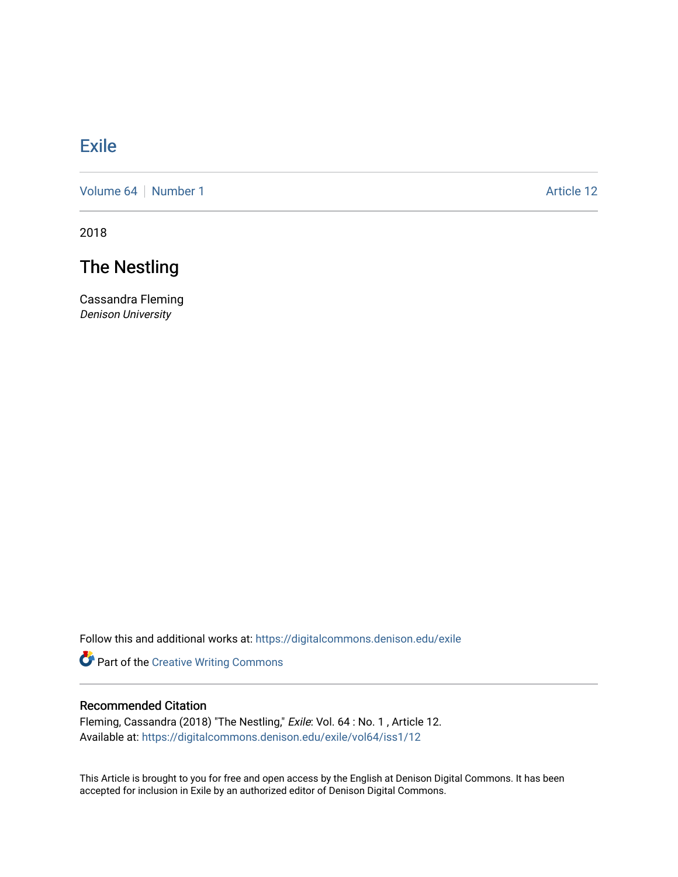# Exile

Volume 64 | Number 1 | Article 12

2018

## The Nestling

Cassandra Fleming
*Denison University*

Follow this and additional works at: https://digitalcommons.denison.edu/exile

Part of the Creative Writing Commons

### Recommended Citation

Fleming, Cassandra (2018) "The Nestling," *Exile*: Vol. 64 : No. 1 , Article 12.
Available at: https://digitalcommons.denison.edu/exile/vol64/iss1/12

This Article is brought to you for free and open access by the English at Denison Digital Commons. It has been accepted for inclusion in Exile by an authorized editor of Denison Digital Commons.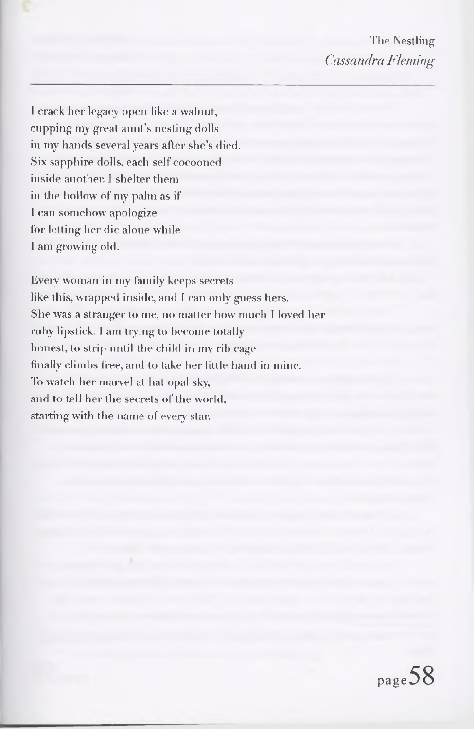## The Nestling

*Cassandra Fleming*

---

I crack her legacy open like a walnut,
cupping my great aunt's nesting dolls
in my hands several years after she's died.
Six sapphire dolls, each self cocooned
inside another. I shelter them
in the hollow of my palm as if
I can somehow apologize
for letting her die alone while
I am growing old.

Every woman in my family keeps secrets
like this, wrapped inside, and I can only guess hers.
She was a stranger to me, no matter how much I loved her
ruby lipstick. I am trying to become totally
honest, to strip until the child in my rib cage
finally climbs free, and to take her little hand in mine.
To watch her marvel at hat opal sky,
and to tell her the secrets of the world,
starting with the name of every star.